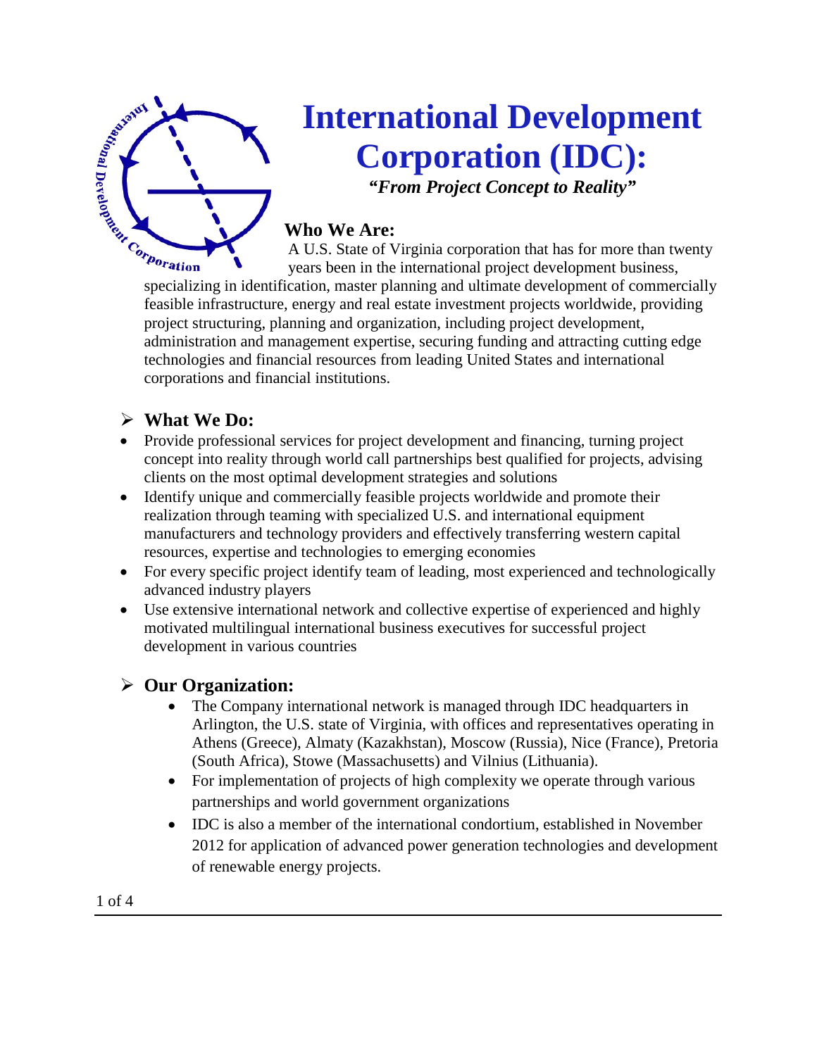# International Development Corporation (IDC):

***"From Project Concept to Reality"***

## Who We Are:

A U.S. State of Virginia corporation that has for more than twenty years been in the international project development business, specializing in identification, master planning and ultimate development of commercially feasible infrastructure, energy and real estate investment projects worldwide, providing project structuring, planning and organization, including project development, administration and management expertise, securing funding and attracting cutting edge technologies and financial resources from leading United States and international corporations and financial institutions.

## What We Do:

- Provide professional services for project development and financing, turning project concept into reality through world call partnerships best qualified for projects, advising clients on the most optimal development strategies and solutions
- Identify unique and commercially feasible projects worldwide and promote their realization through teaming with specialized U.S. and international equipment manufacturers and technology providers and effectively transferring western capital resources, expertise and technologies to emerging economies
- For every specific project identify team of leading, most experienced and technologically advanced industry players
- Use extensive international network and collective expertise of experienced and highly motivated multilingual international business executives for successful project development in various countries

## Our Organization:

- The Company international network is managed through IDC headquarters in Arlington, the U.S. state of Virginia, with offices and representatives operating in Athens (Greece), Almaty (Kazakhstan), Moscow (Russia), Nice (France), Pretoria (South Africa), Stowe (Massachusetts) and Vilnius (Lithuania).
- For implementation of projects of high complexity we operate through various partnerships and world government organizations
- IDC is also a member of the international condortium, established in November 2012 for application of advanced power generation technologies and development of renewable energy projects.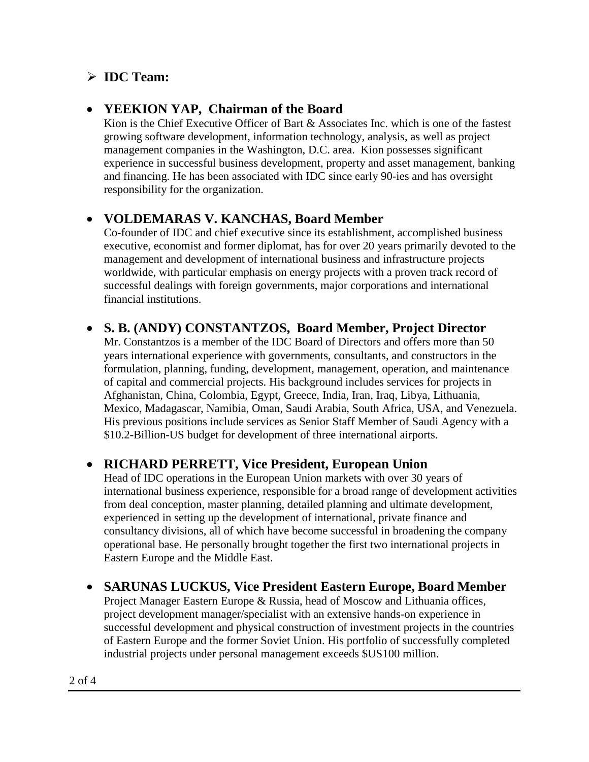- **IDC Team:**

- **YEEKION YAP, Chairman of the Board**
  Kion is the Chief Executive Officer of Bart & Associates Inc. which is one of the fastest growing software development, information technology, analysis, as well as project management companies in the Washington, D.C. area. Kion possesses significant experience in successful business development, property and asset management, banking and financing. He has been associated with IDC since early 90-ies and has oversight responsibility for the organization.

- **VOLDEMARAS V. KANCHAS, Board Member**
  Co-founder of IDC and chief executive since its establishment, accomplished business executive, economist and former diplomat, has for over 20 years primarily devoted to the management and development of international business and infrastructure projects worldwide, with particular emphasis on energy projects with a proven track record of successful dealings with foreign governments, major corporations and international financial institutions.

- **S. B. (ANDY) CONSTANTZOS, Board Member, Project Director**
  Mr. Constantzos is a member of the IDC Board of Directors and offers more than 50 years international experience with governments, consultants, and constructors in the formulation, planning, funding, development, management, operation, and maintenance of capital and commercial projects. His background includes services for projects in Afghanistan, China, Colombia, Egypt, Greece, India, Iran, Iraq, Libya, Lithuania, Mexico, Madagascar, Namibia, Oman, Saudi Arabia, South Africa, USA, and Venezuela. His previous positions include services as Senior Staff Member of Saudi Agency with a $10.2-Billion-US budget for development of three international airports.

- **RICHARD PERRETT, Vice President, European Union**
  Head of IDC operations in the European Union markets with over 30 years of international business experience, responsible for a broad range of development activities from deal conception, master planning, detailed planning and ultimate development, experienced in setting up the development of international, private finance and consultancy divisions, all of which have become successful in broadening the company operational base. He personally brought together the first two international projects in Eastern Europe and the Middle East.

- **SARUNAS LUCKUS, Vice President Eastern Europe, Board Member**
  Project Manager Eastern Europe & Russia, head of Moscow and Lithuania offices, project development manager/specialist with an extensive hands-on experience in successful development and physical construction of investment projects in the countries of Eastern Europe and the former Soviet Union. His portfolio of successfully completed industrial projects under personal management exceeds $US100 million.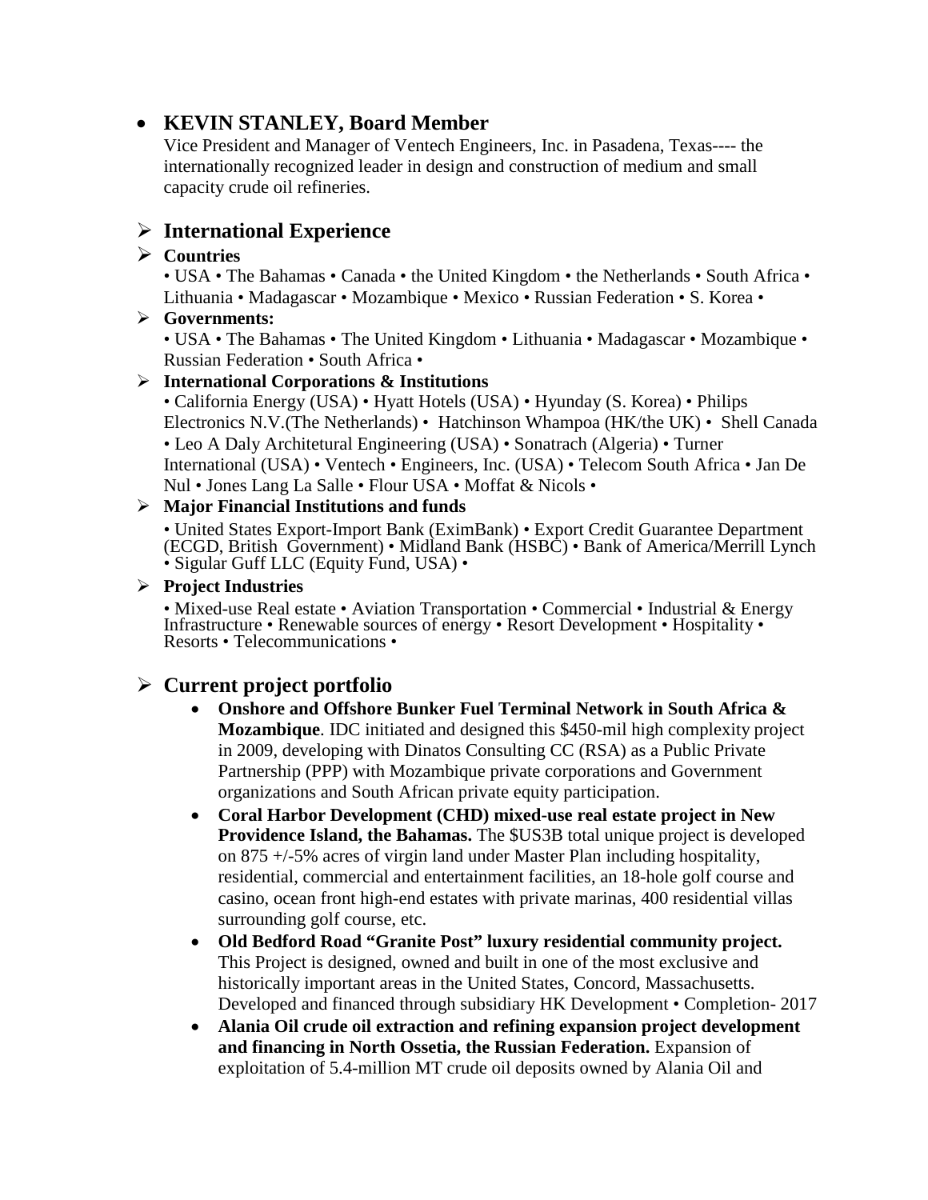- **KEVIN STANLEY, Board Member**

  Vice President and Manager of Ventech Engineers, Inc. in Pasadena, Texas---- the internationally recognized leader in design and construction of medium and small capacity crude oil refineries.

## International Experience

- **Countries**

  • USA • The Bahamas • Canada • the United Kingdom • the Netherlands • South Africa • Lithuania • Madagascar • Mozambique • Mexico • Russian Federation • S. Korea •

- **Governments:**

  • USA • The Bahamas • The United Kingdom • Lithuania • Madagascar • Mozambique • Russian Federation • South Africa •

- **International Corporations & Institutions**

  • California Energy (USA) • Hyatt Hotels (USA) • Hyunday (S. Korea) • Philips Electronics N.V.(The Netherlands) • Hatchinson Whampoa (HK/the UK) • Shell Canada • Leo A Daly Architetural Engineering (USA) • Sonatrach (Algeria) • Turner International (USA) • Ventech • Engineers, Inc. (USA) • Telecom South Africa • Jan De Nul • Jones Lang La Salle • Flour USA • Moffat & Nicols •

- **Major Financial Institutions and funds**

  • United States Export-Import Bank (EximBank) • Export Credit Guarantee Department (ECGD, British Government) • Midland Bank (HSBC) • Bank of America/Merrill Lynch • Sigular Guff LLC (Equity Fund, USA) •

- **Project Industries**

  • Mixed-use Real estate • Aviation Transportation • Commercial • Industrial & Energy Infrastructure • Renewable sources of energy • Resort Development • Hospitality • Resorts • Telecommunications •

## Current project portfolio

- **Onshore and Offshore Bunker Fuel Terminal Network in South Africa & Mozambique**. IDC initiated and designed this $450-mil high complexity project in 2009, developing with Dinatos Consulting CC (RSA) as a Public Private Partnership (PPP) with Mozambique private corporations and Government organizations and South African private equity participation.
- **Coral Harbor Development (CHD) mixed-use real estate project in New Providence Island, the Bahamas.** The $US3B total unique project is developed on 875 +/-5% acres of virgin land under Master Plan including hospitality, residential, commercial and entertainment facilities, an 18-hole golf course and casino, ocean front high-end estates with private marinas, 400 residential villas surrounding golf course, etc.
- **Old Bedford Road "Granite Post" luxury residential community project.** This Project is designed, owned and built in one of the most exclusive and historically important areas in the United States, Concord, Massachusetts. Developed and financed through subsidiary HK Development • Completion- 2017
- **Alania Oil crude oil extraction and refining expansion project development and financing in North Ossetia, the Russian Federation.** Expansion of exploitation of 5.4-million MT crude oil deposits owned by Alania Oil and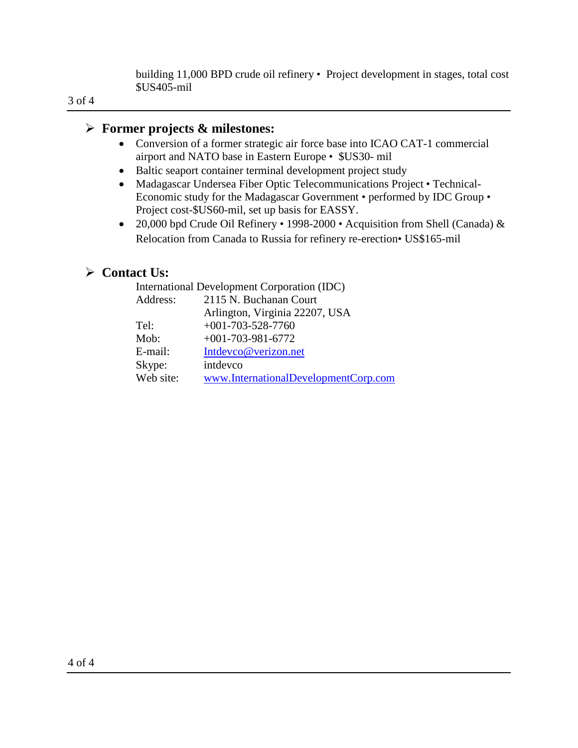building 11,000 BPD crude oil refinery • Project development in stages, total cost $US405-mil

## Former projects & milestones:

- Conversion of a former strategic air force base into ICAO CAT-1 commercial airport and NATO base in Eastern Europe • $US30- mil
- Baltic seaport container terminal development project study
- Madagascar Undersea Fiber Optic Telecommunications Project • Technical-Economic study for the Madagascar Government • performed by IDC Group • Project cost-$US60-mil, set up basis for EASSY.
- 20,000 bpd Crude Oil Refinery • 1998-2000 • Acquisition from Shell (Canada) & Relocation from Canada to Russia for refinery re-erection• US$165-mil

## Contact Us:

International Development Corporation (IDC)

| | |
|---|---|
| Address: | 2115 N. Buchanan Court<br>Arlington, Virginia 22207, USA |
| Tel: | +001-703-528-7760 |
| Mob: | +001-703-981-6772 |
| E-mail: | Intdevco@verizon.net |
| Skype: | intdevco |
| Web site: | www.InternationalDevelopmentCorp.com |